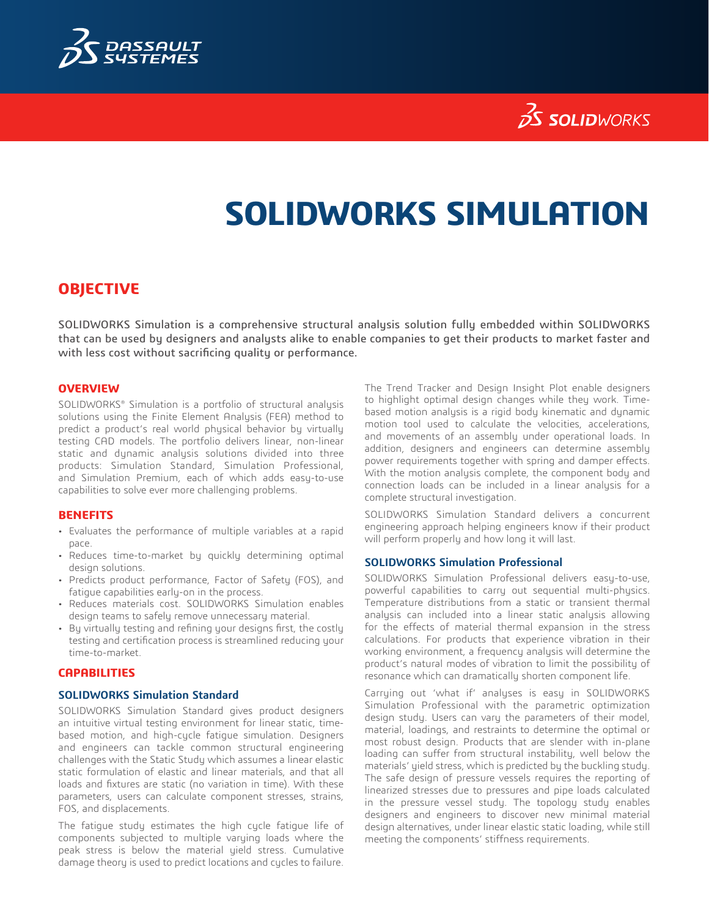# SOLIDWORKS SIMULATION

## OBJECTIVE

SOLIDWORKS Simulation is a comprehensive structural analysis solution fully embedded within SOLIDWORKS that can be used by designers and analysts alike to enable companies to get their products to market faster and with less cost without sacrificing quality or performance.

### OVERVIEW

SOLIDWORKS® Simulation is a portfolio of structural analysis solutions using the Finite Element Analysis (FEA) method to predict a product's real world physical behavior by virtually testing CAD models. The portfolio delivers linear, non-linear static and dynamic analysis solutions divided into three products: Simulation Standard, Simulation Professional, and Simulation Premium, each of which adds easy-to-use capabilities to solve ever more challenging problems.

### BENEFITS

- Evaluates the performance of multiple variables at a rapid pace.
- Reduces time-to-market by quickly determining optimal design solutions.
- Predicts product performance, Factor of Safety (FOS), and fatigue capabilities early-on in the process.
- Reduces materials cost. SOLIDWORKS Simulation enables design teams to safely remove unnecessary material.
- By virtually testing and refining your designs first, the costly testing and certification process is streamlined reducing your time-to-market.

### CAPABILITIES

#### SOLIDWORKS Simulation Standard

SOLIDWORKS Simulation Standard gives product designers an intuitive virtual testing environment for linear static, time-based motion, and high-cycle fatigue simulation. Designers and engineers can tackle common structural engineering challenges with the Static Study which assumes a linear elastic static formulation of elastic and linear materials, and that all loads and fixtures are static (no variation in time). With these parameters, users can calculate component stresses, strains, FOS, and displacements.

The fatigue study estimates the high cycle fatigue life of components subjected to multiple varying loads where the peak stress is below the material yield stress. Cumulative damage theory is used to predict locations and cycles to failure.

The Trend Tracker and Design Insight Plot enable designers to highlight optimal design changes while they work. Time-based motion analysis is a rigid body kinematic and dynamic motion tool used to calculate the velocities, accelerations, and movements of an assembly under operational loads. In addition, designers and engineers can determine assembly power requirements together with spring and damper effects. With the motion analysis complete, the component body and connection loads can be included in a linear analysis for a complete structural investigation.

SOLIDWORKS Simulation Standard delivers a concurrent engineering approach helping engineers know if their product will perform properly and how long it will last.

#### SOLIDWORKS Simulation Professional

SOLIDWORKS Simulation Professional delivers easy-to-use, powerful capabilities to carry out sequential multi-physics. Temperature distributions from a static or transient thermal analysis can included into a linear static analysis allowing for the effects of material thermal expansion in the stress calculations. For products that experience vibration in their working environment, a frequency analysis will determine the product's natural modes of vibration to limit the possibility of resonance which can dramatically shorten component life.

Carrying out 'what if' analyses is easy in SOLIDWORKS Simulation Professional with the parametric optimization design study. Users can vary the parameters of their model, material, loadings, and restraints to determine the optimal or most robust design. Products that are slender with in-plane loading can suffer from structural instability, well below the materials' yield stress, which is predicted by the buckling study. The safe design of pressure vessels requires the reporting of linearized stresses due to pressures and pipe loads calculated in the pressure vessel study. The topology study enables designers and engineers to discover new minimal material design alternatives, under linear elastic static loading, while still meeting the components' stiffness requirements.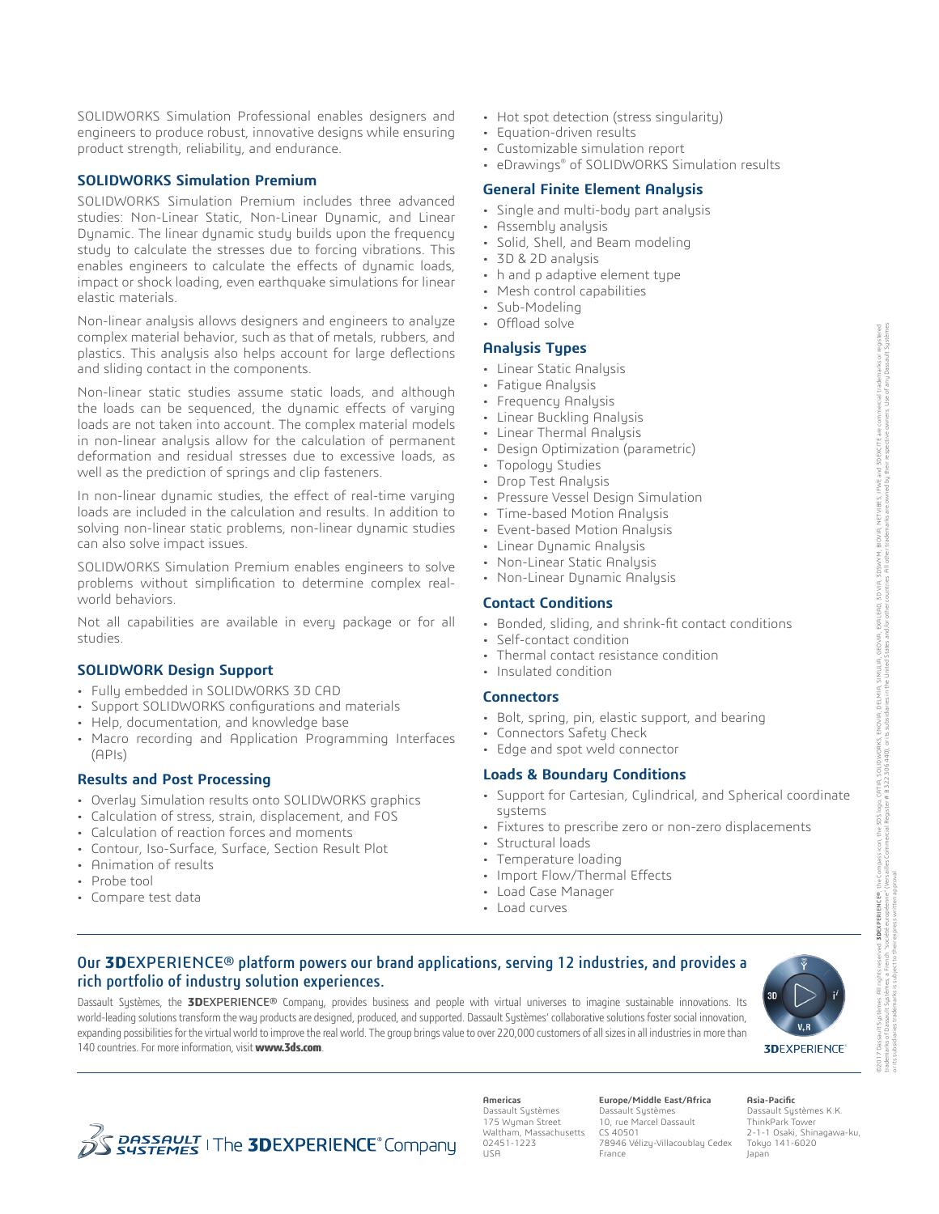SOLIDWORKS Simulation Professional enables designers and engineers to produce robust, innovative designs while ensuring product strength, reliability, and endurance.

### SOLIDWORKS Simulation Premium

SOLIDWORKS Simulation Premium includes three advanced studies: Non-Linear Static, Non-Linear Dynamic, and Linear Dynamic. The linear dynamic study builds upon the frequency study to calculate the stresses due to forcing vibrations. This enables engineers to calculate the effects of dynamic loads, impact or shock loading, even earthquake simulations for linear elastic materials.

Non-linear analysis allows designers and engineers to analyze complex material behavior, such as that of metals, rubbers, and plastics. This analysis also helps account for large deflections and sliding contact in the components.

Non-linear static studies assume static loads, and although the loads can be sequenced, the dynamic effects of varying loads are not taken into account. The complex material models in non-linear analysis allow for the calculation of permanent deformation and residual stresses due to excessive loads, as well as the prediction of springs and clip fasteners.

In non-linear dynamic studies, the effect of real-time varying loads are included in the calculation and results. In addition to solving non-linear static problems, non-linear dynamic studies can also solve impact issues.

SOLIDWORKS Simulation Premium enables engineers to solve problems without simplification to determine complex real-world behaviors.

Not all capabilities are available in every package or for all studies.

### SOLIDWORK Design Support

- Fully embedded in SOLIDWORKS 3D CAD
- Support SOLIDWORKS configurations and materials
- Help, documentation, and knowledge base
- Macro recording and Application Programming Interfaces (APIs)

### Results and Post Processing

- Overlay Simulation results onto SOLIDWORKS graphics
- Calculation of stress, strain, displacement, and FOS
- Calculation of reaction forces and moments
- Contour, Iso-Surface, Surface, Section Result Plot
- Animation of results
- Probe tool
- Compare test data
- Hot spot detection (stress singularity)
- Equation-driven results
- Customizable simulation report
- eDrawings® of SOLIDWORKS Simulation results

### General Finite Element Analysis

- Single and multi-body part analysis
- Assembly analysis
- Solid, Shell, and Beam modeling
- 3D & 2D analysis
- h and p adaptive element type
- Mesh control capabilities
- Sub-Modeling
- Offload solve

### Analysis Types

- Linear Static Analysis
- Fatigue Analysis
- Frequency Analysis
- Linear Buckling Analysis
- Linear Thermal Analysis
- Design Optimization (parametric)
- Topology Studies
- Drop Test Analysis
- Pressure Vessel Design Simulation
- Time-based Motion Analysis
- Event-based Motion Analysis
- Linear Dynamic Analysis
- Non-Linear Static Analysis
- Non-Linear Dynamic Analysis

### Contact Conditions

- Bonded, sliding, and shrink-fit contact conditions
- Self-contact condition
- Thermal contact resistance condition
- Insulated condition

### Connectors

- Bolt, spring, pin, elastic support, and bearing
- Connectors Safety Check
- Edge and spot weld connector

### Loads & Boundary Conditions

- Support for Cartesian, Cylindrical, and Spherical coordinate systems
- Fixtures to prescribe zero or non-zero displacements
- Structural loads
- Temperature loading
- Import Flow/Thermal Effects
- Load Case Manager
- Load curves

## Our **3D**EXPERIENCE® platform powers our brand applications, serving 12 industries, and provides a rich portfolio of industry solution experiences.

Dassault Systèmes, the **3D**EXPERIENCE® Company, provides business and people with virtual universes to imagine sustainable innovations. Its world-leading solutions transform the way products are designed, produced, and supported. Dassault Systèmes' collaborative solutions foster social innovation, expanding possibilities for the virtual world to improve the real world. The group brings value to over 220,000 customers of all sizes in all industries in more than 140 countries. For more information, visit **www.3ds.com**.

**3D**EXPERIENCE

DASSAULT SYSTEMES | The **3D**EXPERIENCE® Company

**Americas**
Dassault Systèmes
175 Wyman Street
Waltham, Massachusetts
02451-1223
USA

**Europe/Middle East/Africa**
Dassault Systèmes
10, rue Marcel Dassault
CS 40501
78946 Vélizy-Villacoublay Cedex
France

**Asia-Pacific**
Dassault Systèmes K.K.
ThinkPark Tower
2-1-1 Osaki, Shinagawa-ku,
Tokyo 141-6020
Japan

©2017 Dassault Systèmes. All rights reserved. **3DEXPERIENCE**®, the Compass icon, the 3DS logo, CATIA, SOLIDWORKS, ENOVIA, DELMIA, SIMULIA, GEOVIA, EXALEAD, 3D VIA, 3DSWYM, BIOVIA, NETVIBES, IFWE and 3DEXCITE are commercial trademarks or registered trademarks of Dassault Systèmes, a French "société européenne" (Versailles Commercial Register # B 322 306 440), or its subsidiaries in the United States and/or other countries. All other trademarks are owned by their respective owners. Use of any Dassault Systèmes or its subsidiaries trademarks is subject to their express written approval.